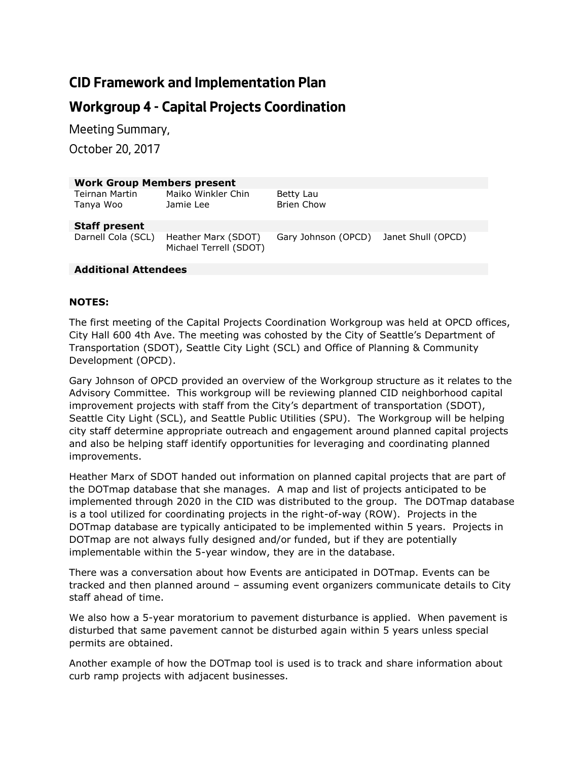# CID Framework and Implementation Plan

## Workgroup 4 - Capital Projects Coordination

Meeting Summary,

October 20, 2017

| **Work Group Members present** | | | |
|---|---|---|---|
| Teirnan Martin | Maiko Winkler Chin | Betty Lau | |
| Tanya Woo | Jamie Lee | Brien Chow | |
| **Staff present** | | | |
| Darnell Cola (SCL) | Heather Marx (SDOT)<br>Michael Terrell (SDOT) | Gary Johnson (OPCD) | Janet Shull (OPCD) |
| **Additional Attendees** | | | |

**NOTES:**

The first meeting of the Capital Projects Coordination Workgroup was held at OPCD offices, City Hall 600 4th Ave. The meeting was cohosted by the City of Seattle's Department of Transportation (SDOT), Seattle City Light (SCL) and Office of Planning & Community Development (OPCD).

Gary Johnson of OPCD provided an overview of the Workgroup structure as it relates to the Advisory Committee. This workgroup will be reviewing planned CID neighborhood capital improvement projects with staff from the City's department of transportation (SDOT), Seattle City Light (SCL), and Seattle Public Utilities (SPU). The Workgroup will be helping city staff determine appropriate outreach and engagement around planned capital projects and also be helping staff identify opportunities for leveraging and coordinating planned improvements.

Heather Marx of SDOT handed out information on planned capital projects that are part of the DOTmap database that she manages. A map and list of projects anticipated to be implemented through 2020 in the CID was distributed to the group. The DOTmap database is a tool utilized for coordinating projects in the right-of-way (ROW). Projects in the DOTmap database are typically anticipated to be implemented within 5 years. Projects in DOTmap are not always fully designed and/or funded, but if they are potentially implementable within the 5-year window, they are in the database.

There was a conversation about how Events are anticipated in DOTmap. Events can be tracked and then planned around – assuming event organizers communicate details to City staff ahead of time.

We also how a 5-year moratorium to pavement disturbance is applied. When pavement is disturbed that same pavement cannot be disturbed again within 5 years unless special permits are obtained.

Another example of how the DOTmap tool is used is to track and share information about curb ramp projects with adjacent businesses.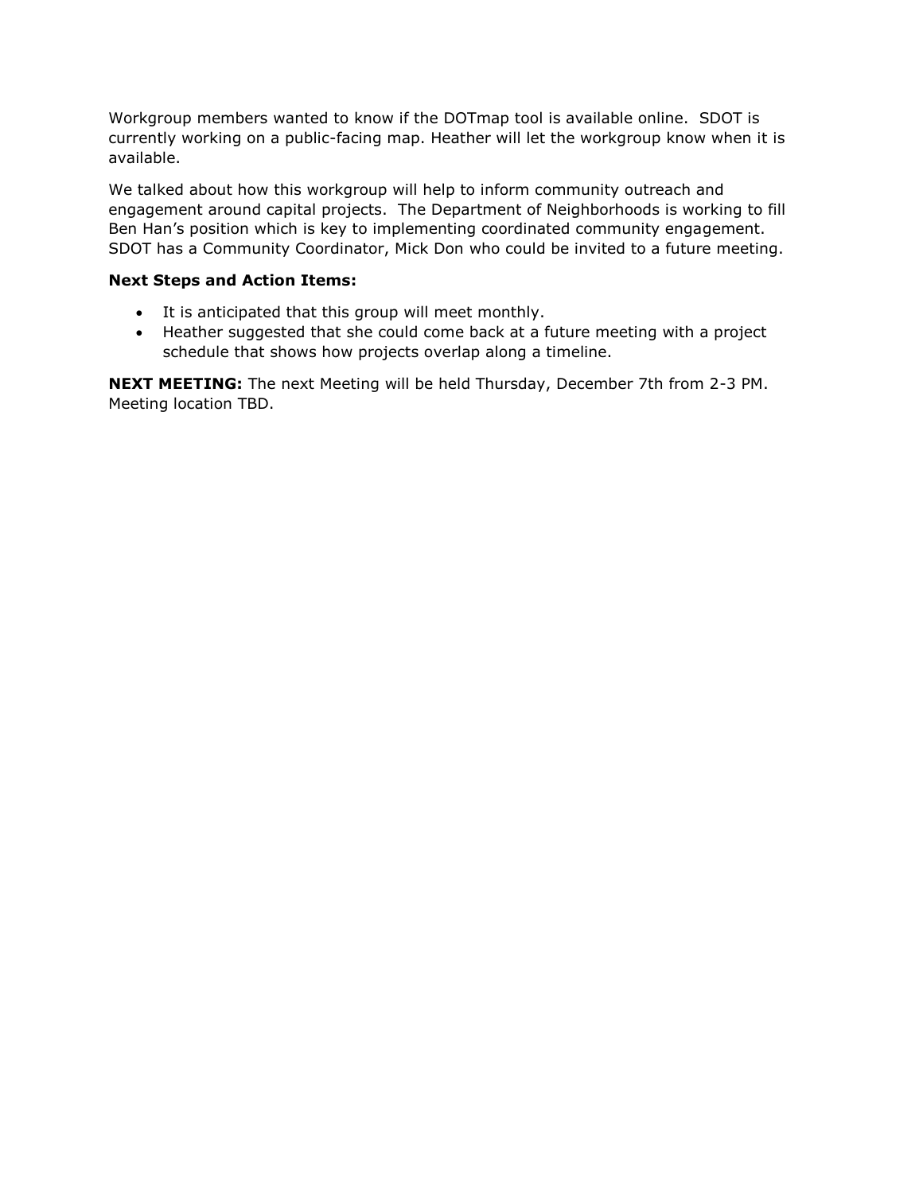Workgroup members wanted to know if the DOTmap tool is available online. SDOT is currently working on a public-facing map. Heather will let the workgroup know when it is available.

We talked about how this workgroup will help to inform community outreach and engagement around capital projects. The Department of Neighborhoods is working to fill Ben Han's position which is key to implementing coordinated community engagement. SDOT has a Community Coordinator, Mick Don who could be invited to a future meeting.

**Next Steps and Action Items:**

- It is anticipated that this group will meet monthly.
- Heather suggested that she could come back at a future meeting with a project schedule that shows how projects overlap along a timeline.

**NEXT MEETING:** The next Meeting will be held Thursday, December 7th from 2-3 PM. Meeting location TBD.